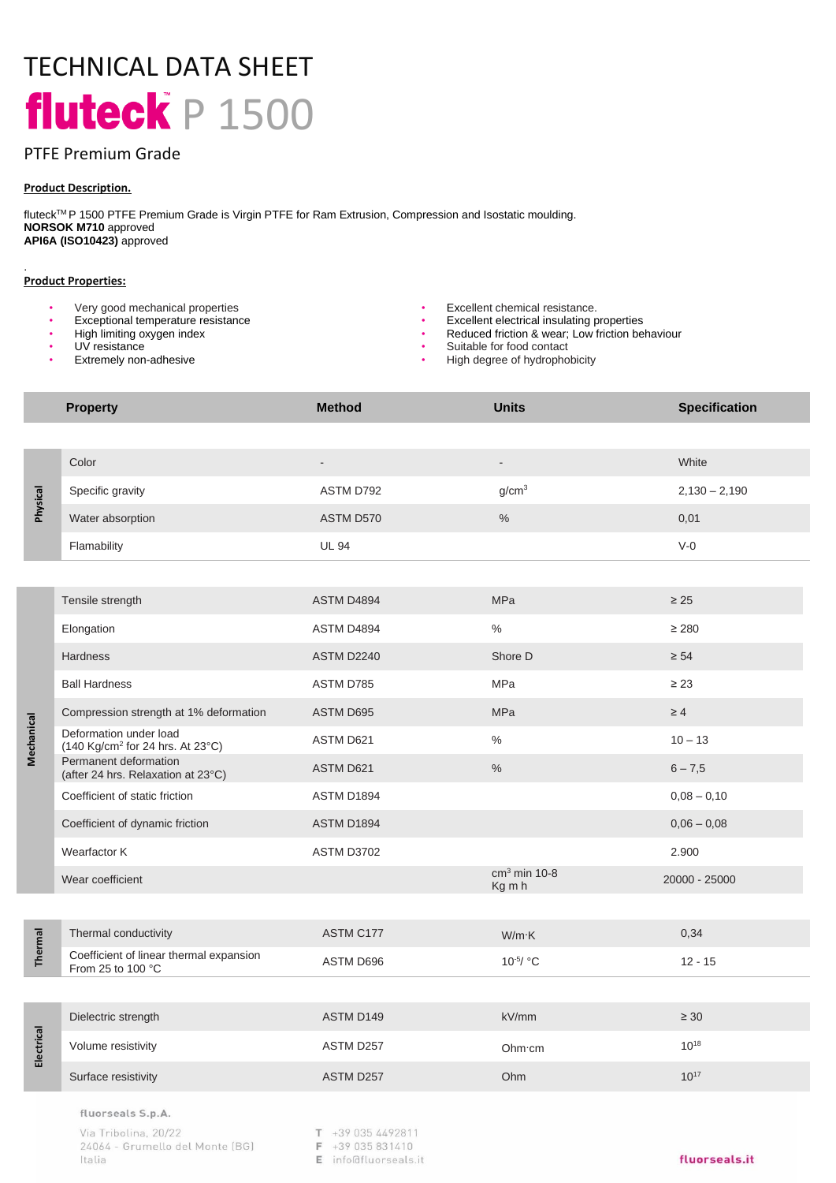# TECHNICAL DATA SHEET

# fluteck™ P 1500

## PTFE Premium Grade

**Product Description.**

fluteck™ P 1500 PTFE Premium Grade is Virgin PTFE for Ram Extrusion, Compression and Isostatic moulding.
**NORSOK M710** approved
**API6A (ISO10423)** approved

.

**Product Properties:**

- Very good mechanical properties
- Exceptional temperature resistance
- High limiting oxygen index
- UV resistance
- Extremely non-adhesive
- Excellent chemical resistance.
- Excellent electrical insulating properties
- Reduced friction & wear; Low friction behaviour
- Suitable for food contact
- High degree of hydrophobicity

| | Property | Method | Units | Specification |
|---|---|---|---|---|
| Physical | Color | - | - | White |
| | Specific gravity | ASTM D792 | g/cm³ | 2,130 – 2,190 |
| | Water absorption | ASTM D570 | % | 0,01 |
| | Flamability | UL 94 | | V-0 |
| Mechanical | Tensile strength | ASTM D4894 | MPa | ≥ 25 |
| | Elongation | ASTM D4894 | % | ≥ 280 |
| | Hardness | ASTM D2240 | Shore D | ≥ 54 |
| | Ball Hardness | ASTM D785 | MPa | ≥ 23 |
| | Compression strength at 1% deformation | ASTM D695 | MPa | ≥ 4 |
| | Deformation under load (140 Kg/cm² for 24 hrs. At 23°C) | ASTM D621 | % | 10 – 13 |
| | Permanent deformation (after 24 hrs. Relaxation at 23°C) | ASTM D621 | % | 6 – 7,5 |
| | Coefficient of static friction | ASTM D1894 | | 0,08 – 0,10 |
| | Coefficient of dynamic friction | ASTM D1894 | | 0,06 – 0,08 |
| | Wearfactor K | ASTM D3702 | | 2.900 |
| | Wear coefficient | | cm³ min 10-8 Kg m h | 20000 - 25000 |
| Thermal | Thermal conductivity | ASTM C177 | W/m·K | 0,34 |
| | Coefficient of linear thermal expansion From 25 to 100 °C | ASTM D696 | $10^{-5}$/ °C | 12 - 15 |
| Electrical | Dielectric strength | ASTM D149 | kV/mm | ≥ 30 |
| | Volume resistivity | ASTM D257 | Ohm·cm | $10^{18}$ |
| | Surface resistivity | ASTM D257 | Ohm | $10^{17}$ |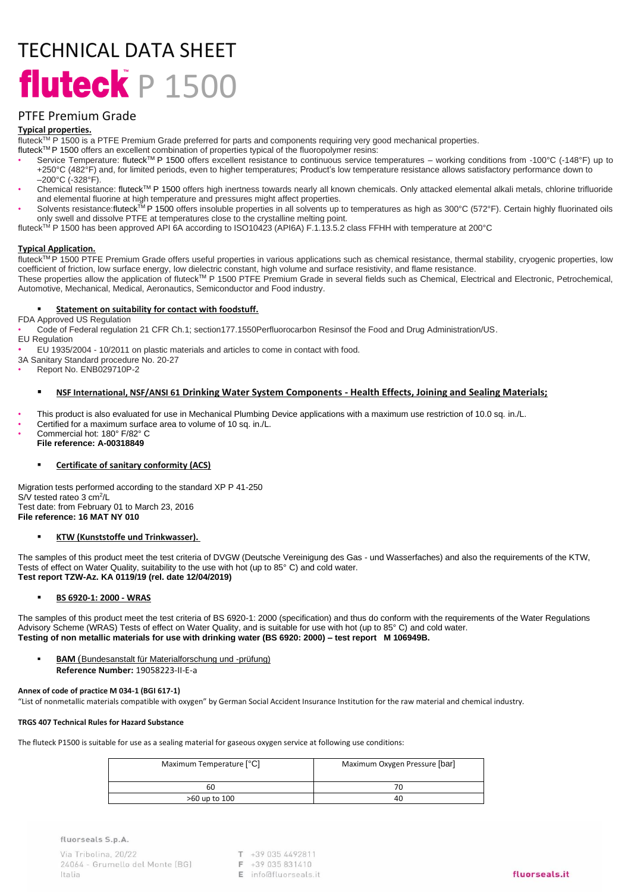# TECHNICAL DATA SHEET

# fluteck P 1500

## PTFE Premium Grade

**Typical properties.**

fluteck[TM] P 1500 is a PTFE Premium Grade preferred for parts and components requiring very good mechanical properties.

fluteck[TM] P 1500 offers an excellent combination of properties typical of the fluoropolymer resins:

- Service Temperature: fluteck[TM] P 1500 offers excellent resistance to continuous service temperatures – working conditions from -100°C (-148°F) up to +250°C (482°F) and, for limited periods, even to higher temperatures; Product's low temperature resistance allows satisfactory performance down to –200°C (-328°F).
- Chemical resistance: fluteck[TM] P 1500 offers high inertness towards nearly all known chemicals. Only attacked elemental alkali metals, chlorine trifluoride and elemental fluorine at high temperature and pressures might affect properties.
- Solvents resistance:fluteck[TM] P 1500 offers insoluble properties in all solvents up to temperatures as high as 300°C (572°F). Certain highly fluorinated oils only swell and dissolve PTFE at temperatures close to the crystalline melting point.

fluteck[TM] P 1500 has been approved API 6A according to ISO10423 (API6A) F.1.13.5.2 class FFHH with temperature at 200°C

**Typical Application.**

fluteck[TM] P 1500 PTFE Premium Grade offers useful properties in various applications such as chemical resistance, thermal stability, cryogenic properties, low coefficient of friction, low surface energy, low dielectric constant, high volume and surface resistivity, and flame resistance.

These properties allow the application of fluteck[TM] P 1500 PTFE Premium Grade in several fields such as Chemical, Electrical and Electronic, Petrochemical, Automotive, Mechanical, Medical, Aeronautics, Semiconductor and Food industry.

- **Statement on suitability for contact with foodstuff.**

FDA Approved US Regulation

- Code of Federal regulation 21 CFR Ch.1; section177.1550Perfluorocarbon Resinsof the Food and Drug Administration/US.

EU Regulation

- EU 1935/2004 - 10/2011 on plastic materials and articles to come in contact with food.

3A Sanitary Standard procedure No. 20-27

- Report No. ENB029710P-2

- **NSF International, NSF/ANSI 61 Drinking Water System Components - Health Effects, Joining and Sealing Materials;**

- This product is also evaluated for use in Mechanical Plumbing Device applications with a maximum use restriction of 10.0 sq. in./L.
- Certified for a maximum surface area to volume of 10 sq. in./L.
- Commercial hot: 180° F/82° C
  **File reference: A-00318849**

- **Certificate of sanitary conformity (ACS)**

Migration tests performed according to the standard XP P 41-250
S/V tested rateo 3 $cm^2$/L
Test date: from February 01 to March 23, 2016
**File reference: 16 MAT NY 010**

- **KTW (Kunststoffe und Trinkwasser).**

The samples of this product meet the test criteria of DVGW (Deutsche Vereinigung des Gas - und Wasserfaches) and also the requirements of the KTW, Tests of effect on Water Quality, suitability to the use with hot (up to 85° C) and cold water.
**Test report TZW-Az. KA 0119/19 (rel. date 12/04/2019)**

- **BS 6920-1: 2000 - WRAS**

The samples of this product meet the test criteria of BS 6920-1: 2000 (specification) and thus do conform with the requirements of the Water Regulations Advisory Scheme (WRAS) Tests of effect on Water Quality, and is suitable for use with hot (up to 85° C) and cold water.
**Testing of non metallic materials for use with drinking water (BS 6920: 2000) – test report M 106949B.**

- **BAM** (Bundesanstalt für Materialforschung und -prüfung)
  **Reference Number:** 19058223-II-E-a

**Annex of code of practice M 034-1 (BGI 617-1)**

"List of nonmetallic materials compatible with oxygen" by German Social Accident Insurance Institution for the raw material and chemical industry.

**TRGS 407 Technical Rules for Hazard Substance**

The fluteck P1500 is suitable for use as a sealing material for gaseous oxygen service at following use conditions:

| Maximum Temperature [°C] | Maximum Oxygen Pressure [bar] |
|---|---|
| 60 | 70 |
| >60 up to 100 | 40 |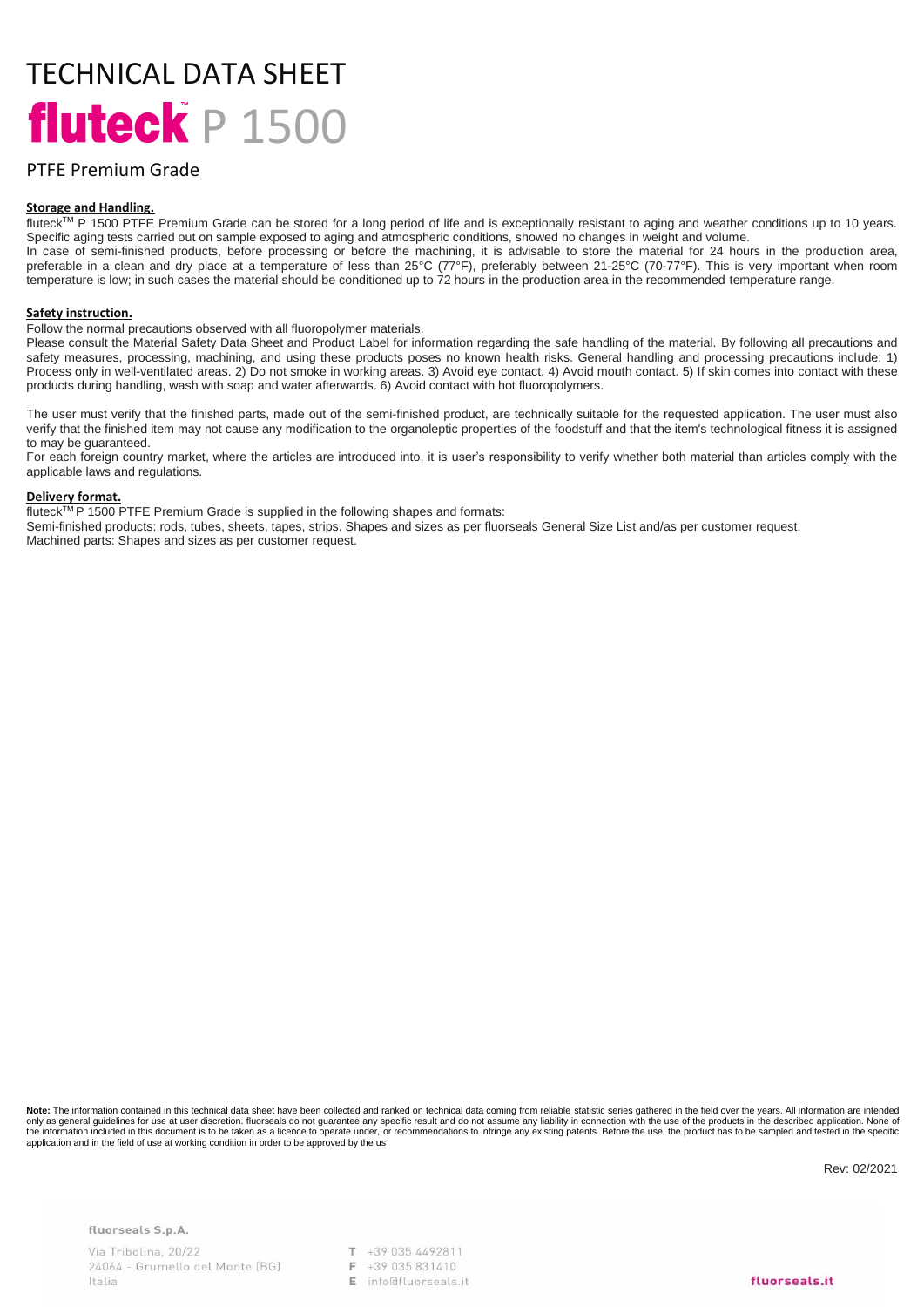# TECHNICAL DATA SHEET

# fluteck™ P 1500

## PTFE Premium Grade

**Storage and Handling.**

fluteck™ P 1500 PTFE Premium Grade can be stored for a long period of life and is exceptionally resistant to aging and weather conditions up to 10 years. Specific aging tests carried out on sample exposed to aging and atmospheric conditions, showed no changes in weight and volume.

In case of semi-finished products, before processing or before the machining, it is advisable to store the material for 24 hours in the production area, preferable in a clean and dry place at a temperature of less than 25°C (77°F), preferably between 21-25°C (70-77°F). This is very important when room temperature is low; in such cases the material should be conditioned up to 72 hours in the production area in the recommended temperature range.

**Safety instruction.**

Follow the normal precautions observed with all fluoropolymer materials.

Please consult the Material Safety Data Sheet and Product Label for information regarding the safe handling of the material. By following all precautions and safety measures, processing, machining, and using these products poses no known health risks. General handling and processing precautions include: 1) Process only in well-ventilated areas. 2) Do not smoke in working areas. 3) Avoid eye contact. 4) Avoid mouth contact. 5) If skin comes into contact with these products during handling, wash with soap and water afterwards. 6) Avoid contact with hot fluoropolymers.

The user must verify that the finished parts, made out of the semi-finished product, are technically suitable for the requested application. The user must also verify that the finished item may not cause any modification to the organoleptic properties of the foodstuff and that the item's technological fitness it is assigned to may be guaranteed.

For each foreign country market, where the articles are introduced into, it is user's responsibility to verify whether both material than articles comply with the applicable laws and regulations.

**Delivery format.**

fluteck™ P 1500 PTFE Premium Grade is supplied in the following shapes and formats:

Semi-finished products: rods, tubes, sheets, tapes, strips. Shapes and sizes as per fluorseals General Size List and/as per customer request.

Machined parts: Shapes and sizes as per customer request.

**Note:** The information contained in this technical data sheet have been collected and ranked on technical data coming from reliable statistic series gathered in the field over the years. All information are intended only as general guidelines for use at user discretion. fluorseals do not guarantee any specific result and do not assume any liability in connection with the use of the products in the described application. None of the information included in this document is to be taken as a licence to operate under, or recommendations to infringe any existing patents. Before the use, the product has to be sampled and tested in the specific application and in the field of use at working condition in order to be approved by the us

Rev: 02/2021

fluorseals S.p.A.
Via Tribolina, 20/22
24064 - Grumello del Monte (BG)
Italia

T +39 035 4492811
F +39 035 831410
E info@fluorseals.it

fluorseals.it